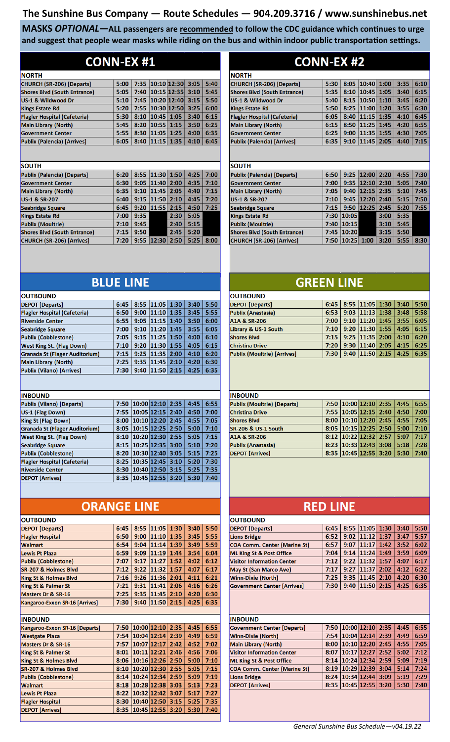# The Sunshine Bus Company — Route Schedules — 904.209.3716 / www.sunshinebus.net

**MASKS *OPTIONAL*—ALL passengers are recommended to follow the CDC guidance which continues to urge and suggest that people wear masks while riding on the bus and within indoor public transportation settings.**

## CONN-EX #1

| NORTH | | | | | | |
|---|---|---|---|---|---|---|
| CHURCH (SR-206) [Departs] | 5:00 | 7:35 | 10:10 | 12:30 | 3:05 | 5:40 |
| Shores Blvd (South Entrance) | 5:05 | 7:40 | 10:15 | 12:35 | 3:10 | 5:45 |
| US-1 & Wildwood Dr | 5:10 | 7:45 | 10:20 | 12:40 | 3:15 | 5:50 |
| Kings Estate Rd | 5:20 | 7:55 | 10:30 | 12:50 | 3:25 | 6:00 |
| Flagler Hospital (Cafeteria) | 5:30 | 8:10 | 10:45 | 1:05 | 3:40 | 6:15 |
| Main Library (North) | 5:45 | 8:20 | 10:55 | 1:15 | 3:50 | 6:25 |
| Government Center | 5:55 | 8:30 | 11:05 | 1:25 | 4:00 | 6:35 |
| Publix (Palencia) [Arrives] | 6:05 | 8:40 | 11:15 | 1:35 | 4:10 | 6:45 |

| SOUTH | | | | | | |
|---|---|---|---|---|---|---|
| Publix (Palencia) [Departs] | 6:20 | 8:55 | 11:30 | 1:50 | 4:25 | 7:00 |
| Government Center | 6:30 | 9:05 | 11:40 | 2:00 | 4:35 | 7:10 |
| Main Library (North) | 6:35 | 9:10 | 11:45 | 2:05 | 4:40 | 7:15 |
| US-1 & SR-207 | 6:40 | 9:15 | 11:50 | 2:10 | 4:45 | 7:20 |
| Seabridge Square | 6:45 | 9:20 | 11:55 | 2:15 | 4:50 | 7:25 |
| Kings Estate Rd | 7:00 | 9:35 | | 2:30 | 5:05 | |
| Publix (Moultrie) | 7:10 | 9:45 | | 2:40 | 5:15 | |
| Shores Blvd (South Entrance) | 7:15 | 9:50 | | 2:45 | 5:20 | |
| CHURCH (SR-206) [Arrives] | 7:20 | 9:55 | 12:30 | 2:50 | 5:25 | 8:00 |

## CONN-EX #2

| NORTH | | | | | | |
|---|---|---|---|---|---|---|
| CHURCH (SR-206) [Departs] | 5:30 | 8:05 | 10:40 | 1:00 | 3:35 | 6:10 |
| Shores Blvd (South Entrance) | 5:35 | 8:10 | 10:45 | 1:05 | 3:40 | 6:15 |
| US-1 & Wildwood Dr | 5:40 | 8:15 | 10:50 | 1:10 | 3:45 | 6:20 |
| Kings Estate Rd | 5:50 | 8:25 | 11:00 | 1:20 | 3:55 | 6:30 |
| Flagler Hospital (Cafeteria) | 6:05 | 8:40 | 11:15 | 1:35 | 4:10 | 6:45 |
| Main Library (North) | 6:15 | 8:50 | 11:25 | 1:45 | 4:20 | 6:55 |
| Government Center | 6:25 | 9:00 | 11:35 | 1:55 | 4:30 | 7:05 |
| Publix (Palencia) [Arrives] | 6:35 | 9:10 | 11:45 | 2:05 | 4:40 | 7:15 |

| SOUTH | | | | | | |
|---|---|---|---|---|---|---|
| Publix (Palencia) [Departs] | 6:50 | 9:25 | 12:00 | 2:20 | 4:55 | 7:30 |
| Government Center | 7:00 | 9:35 | 12:10 | 2:30 | 5:05 | 7:40 |
| Main Library (North) | 7:05 | 9:40 | 12:15 | 2:35 | 5:10 | 7:45 |
| US-1 & SR-207 | 7:10 | 9:45 | 12:20 | 2:40 | 5:15 | 7:50 |
| Seabridge Square | 7:15 | 9:50 | 12:25 | 2:45 | 5:20 | 7:55 |
| Kings Estate Rd | 7:30 | 10:05 | | 3:00 | 5:35 | |
| Publix (Moultrie) | 7:40 | 10:15 | | 3:10 | 5:45 | |
| Shores Blvd (South Entrance) | 7:45 | 10:20 | | 3:15 | 5:50 | |
| CHURCH (SR-206) [Arrives] | 7:50 | 10:25 | 1:00 | 3:20 | 5:55 | 8:30 |

## BLUE LINE

| OUTBOUND | | | | | | |
|---|---|---|---|---|---|---|
| DEPOT [Departs] | 6:45 | 8:55 | 11:05 | 1:30 | 3:40 | 5:50 |
| Flagler Hospital (Cafeteria) | 6:50 | 9:00 | 11:10 | 1:35 | 3:45 | 5:55 |
| Riverside Center | 6:55 | 9:05 | 11:15 | 1:40 | 3:50 | 6:00 |
| Seabridge Square | 7:00 | 9:10 | 11:20 | 1:45 | 3:55 | 6:05 |
| Publix (Cobblestone) | 7:05 | 9:15 | 11:25 | 1:50 | 4:00 | 6:10 |
| West King St. (Flag Down) | 7:10 | 9:20 | 11:30 | 1:55 | 4:05 | 6:15 |
| Granada St (Flager Auditorium) | 7:15 | 9:25 | 11:35 | 2:00 | 4:10 | 6:20 |
| Main Library (North) | 7:25 | 9:35 | 11:45 | 2:10 | 4:20 | 6:30 |
| Publix (Vilano) [Arrives] | 7:30 | 9:40 | 11:50 | 2:15 | 4:25 | 6:35 |

| INBOUND | | | | | | |
|---|---|---|---|---|---|---|
| Publix (Vilano) [Departs] | 7:50 | 10:00 | 12:10 | 2:35 | 4:45 | 6:55 |
| US-1 (Flag Down) | 7:55 | 10:05 | 12:15 | 2:40 | 4:50 | 7:00 |
| King St (Flag Down) | 8:00 | 10:10 | 12:20 | 2:45 | 4:55 | 7:05 |
| Granada St (Flager Auditorium) | 8:05 | 10:15 | 12:25 | 2:50 | 5:00 | 7:10 |
| West King St. (Flag Down) | 8:10 | 10:20 | 12:30 | 2:55 | 5:05 | 7:15 |
| Seabridge Square | 8:15 | 10:25 | 12:35 | 3:00 | 5:10 | 7:20 |
| Publix (Cobblestone) | 8:20 | 10:30 | 12:40 | 3:05 | 5:15 | 7:25 |
| Flagler Hospital (Cafeteria) | 8:25 | 10:35 | 12:45 | 3:10 | 5:20 | 7:30 |
| Riverside Center | 8:30 | 10:40 | 12:50 | 3:15 | 5:25 | 7:35 |
| DEPOT [Arrives] | 8:35 | 10:45 | 12:55 | 3:20 | 5:30 | 7:40 |

## GREEN LINE

| OUTBOUND | | | | | | |
|---|---|---|---|---|---|---|
| DEPOT [Departs] | 6:45 | 8:55 | 11:05 | 1:30 | 3:40 | 5:50 |
| Publix (Anastasia) | 6:53 | 9:03 | 11:13 | 1:38 | 3:48 | 5:58 |
| A1A & SR-206 | 7:00 | 9:10 | 11:20 | 1:45 | 3:55 | 6:05 |
| Library & US-1 South | 7:10 | 9:20 | 11:30 | 1:55 | 4:05 | 6:15 |
| Shores Blvd | 7:15 | 9:25 | 11:35 | 2:00 | 4:10 | 6:20 |
| Christina Drive | 7:20 | 9:30 | 11:40 | 2:05 | 4:15 | 6:25 |
| Publix (Moultrie) [Arrives] | 7:30 | 9:40 | 11:50 | 2:15 | 4:25 | 6:35 |

| INBOUND | | | | | | |
|---|---|---|---|---|---|---|
| Publix (Moultrie) [Departs] | 7:50 | 10:00 | 12:10 | 2:35 | 4:45 | 6:55 |
| Christina Drive | 7:55 | 10:05 | 12:15 | 2:40 | 4:50 | 7:00 |
| Shores Blvd | 8:00 | 10:10 | 12:20 | 2:45 | 4:55 | 7:05 |
| SR-206 & US-1 South | 8:05 | 10:15 | 12:25 | 2:50 | 5:00 | 7:10 |
| A1A & SR-206 | 8:12 | 10:22 | 12:32 | 2:57 | 5:07 | 7:17 |
| Publix (Anastasia) | 8:23 | 10:33 | 12:43 | 3:08 | 5:18 | 7:28 |
| DEPOT [Arrives] | 8:35 | 10:45 | 12:55 | 3:20 | 5:30 | 7:40 |

## ORANGE LINE

| OUTBOUND | | | | | | |
|---|---|---|---|---|---|---|
| DEPOT [Departs] | 6:45 | 8:55 | 11:05 | 1:30 | 3:40 | 5:50 |
| Flagler Hospital | 6:50 | 9:00 | 11:10 | 1:35 | 3:45 | 5:55 |
| Walmart | 6:54 | 9:04 | 11:14 | 1:39 | 3:49 | 5:59 |
| Lewis Pt Plaza | 6:59 | 9:09 | 11:19 | 1:44 | 3:54 | 6:04 |
| Publix (Cobblestone) | 7:07 | 9:17 | 11:27 | 1:52 | 4:02 | 6:12 |
| SR-207 & Holmes Blvd | 7:12 | 9:22 | 11:32 | 1:57 | 4:07 | 6:17 |
| King St & Holmes Blvd | 7:16 | 9:26 | 11:36 | 2:01 | 4:11 | 6:21 |
| King St & Palmer St | 7:21 | 9:31 | 11:41 | 2:06 | 4:16 | 6:26 |
| Masters Dr & SR-16 | 7:25 | 9:35 | 11:45 | 2:10 | 4:20 | 6:30 |
| Kangaroo-Exxon SR-16 [Arrives] | 7:30 | 9:40 | 11:50 | 2:15 | 4:25 | 6:35 |

| INBOUND | | | | | | |
|---|---|---|---|---|---|---|
| Kangaroo-Exxon SR-16 [Departs] | 7:50 | 10:00 | 12:10 | 2:35 | 4:45 | 6:55 |
| Westgate Plaza | 7:54 | 10:04 | 12:14 | 2:39 | 4:49 | 6:59 |
| Masters Dr & SR-16 | 7:57 | 10:07 | 12:17 | 2:42 | 4:52 | 7:02 |
| King St & Palmer St | 8:01 | 10:11 | 12:21 | 2:46 | 4:56 | 7:06 |
| King St & Holmes Blvd | 8:06 | 10:16 | 12:26 | 2:50 | 5:00 | 7:10 |
| SR-207 & Holmes Blvd | 8:10 | 10:20 | 12:30 | 2:55 | 5:05 | 7:15 |
| Publix (Cobblestone) | 8:14 | 10:24 | 12:34 | 2:59 | 5:09 | 7:19 |
| Walmart | 8:18 | 10:28 | 12:38 | 3:03 | 5:13 | 7:23 |
| Lewis Pt Plaza | 8:22 | 10:32 | 12:42 | 3:07 | 5:17 | 7:27 |
| Flagler Hospital | 8:30 | 10:40 | 12:50 | 3:15 | 5:25 | 7:35 |
| DEPOT [Arrives] | 8:35 | 10:45 | 12:55 | 3:20 | 5:30 | 7:40 |

## RED LINE

| OUTBOUND | | | | | | |
|---|---|---|---|---|---|---|
| DEPOT [Departs] | 6:45 | 8:55 | 11:05 | 1:30 | 3:40 | 5:50 |
| Lions Bridge | 6:52 | 9:02 | 11:12 | 1:37 | 3:47 | 5:57 |
| COA Comm. Center (Marine St) | 6:57 | 9:07 | 11:17 | 1:42 | 3:52 | 6:02 |
| ML King St & Post Office | 7:04 | 9:14 | 11:24 | 1:49 | 3:59 | 6:09 |
| Visitor Information Center | 7:12 | 9:22 | 11:32 | 1:57 | 4:07 | 6:17 |
| May St (San Marco Ave) | 7:17 | 9:27 | 11:37 | 2:02 | 4:12 | 6:22 |
| Winn-Dixie (North) | 7:25 | 9:35 | 11:45 | 2:10 | 4:20 | 6:30 |
| Government Center [Arrives] | 7:30 | 9:40 | 11:50 | 2:15 | 4:25 | 6:35 |

| INBOUND | | | | | | |
|---|---|---|---|---|---|---|
| Government Center [Departs] | 7:50 | 10:00 | 12:10 | 2:35 | 4:45 | 6:55 |
| Winn-Dixie (North) | 7:54 | 10:04 | 12:14 | 2:39 | 4:49 | 6:59 |
| Main Library (North) | 8:00 | 10:10 | 12:20 | 2:45 | 4:55 | 7:05 |
| Visitor Information Center | 8:07 | 10:17 | 12:27 | 2:52 | 5:02 | 7:12 |
| ML King St & Post Office | 8:14 | 10:24 | 12:34 | 2:59 | 5:09 | 7:19 |
| COA Comm. Center (Marine St) | 8:19 | 10:29 | 12:39 | 3:04 | 5:14 | 7:24 |
| Lions Bridge | 8:24 | 10:34 | 12:44 | 3:09 | 5:19 | 7:29 |
| DEPOT [Arrives] | 8:35 | 10:45 | 12:55 | 3:20 | 5:30 | 7:40 |

*General Sunshine Bus Schedule—v04.19.22*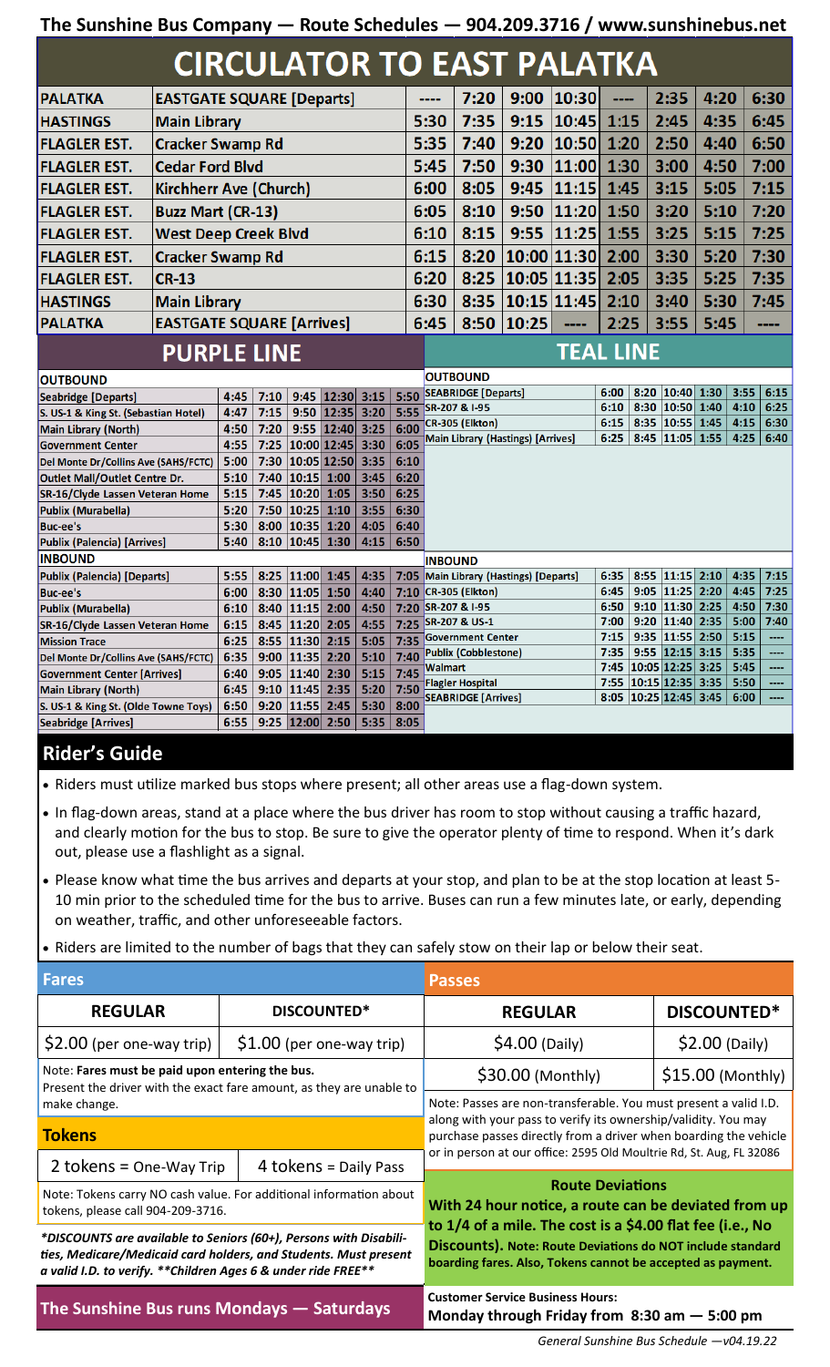The Sunshine Bus Company — Route Schedules — 904.209.3716 / www.sunshinebus.net

# CIRCULATOR TO EAST PALATKA

| | | | | | | | | | |
|---|---|---|---|---|---|---|---|---|---|
| PALATKA | EASTGATE SQUARE [Departs] | ---- | 7:20 | 9:00 | 10:30 | ---- | 2:35 | 4:20 | 6:30 |
| HASTINGS | Main Library | 5:30 | 7:35 | 9:15 | 10:45 | 1:15 | 2:45 | 4:35 | 6:45 |
| FLAGLER EST. | Cracker Swamp Rd | 5:35 | 7:40 | 9:20 | 10:50 | 1:20 | 2:50 | 4:40 | 6:50 |
| FLAGLER EST. | Cedar Ford Blvd | 5:45 | 7:50 | 9:30 | 11:00 | 1:30 | 3:00 | 4:50 | 7:00 |
| FLAGLER EST. | Kirchherr Ave (Church) | 6:00 | 8:05 | 9:45 | 11:15 | 1:45 | 3:15 | 5:05 | 7:15 |
| FLAGLER EST. | Buzz Mart (CR-13) | 6:05 | 8:10 | 9:50 | 11:20 | 1:50 | 3:20 | 5:10 | 7:20 |
| FLAGLER EST. | West Deep Creek Blvd | 6:10 | 8:15 | 9:55 | 11:25 | 1:55 | 3:25 | 5:15 | 7:25 |
| FLAGLER EST. | Cracker Swamp Rd | 6:15 | 8:20 | 10:00 | 11:30 | 2:00 | 3:30 | 5:20 | 7:30 |
| FLAGLER EST. | CR-13 | 6:20 | 8:25 | 10:05 | 11:35 | 2:05 | 3:35 | 5:25 | 7:35 |
| HASTINGS | Main Library | 6:30 | 8:35 | 10:15 | 11:45 | 2:10 | 3:40 | 5:30 | 7:45 |
| PALATKA | EASTGATE SQUARE [Arrives] | 6:45 | 8:50 | 10:25 | ---- | 2:25 | 3:55 | 5:45 | ---- |

## PURPLE LINE

| OUTBOUND | | | | | | |
|---|---|---|---|---|---|---|
| Seabridge [Departs] | 4:45 | 7:10 | 9:45 | 12:30 | 3:15 | 5:50 |
| S. US-1 & King St. (Sebastian Hotel) | 4:47 | 7:15 | 9:50 | 12:35 | 3:20 | 5:55 |
| Main Library (North) | 4:50 | 7:20 | 9:55 | 12:40 | 3:25 | 6:00 |
| Government Center | 4:55 | 7:25 | 10:00 | 12:45 | 3:30 | 6:05 |
| Del Monte Dr/Collins Ave (SAHS/FCTC) | 5:00 | 7:30 | 10:05 | 12:50 | 3:35 | 6:10 |
| Outlet Mall/Outlet Centre Dr. | 5:10 | 7:40 | 10:15 | 1:00 | 3:45 | 6:20 |
| SR-16/Clyde Lassen Veteran Home | 5:15 | 7:45 | 10:20 | 1:05 | 3:50 | 6:25 |
| Publix (Murabella) | 5:20 | 7:50 | 10:25 | 1:10 | 3:55 | 6:30 |
| Buc-ee's | 5:30 | 8:00 | 10:35 | 1:20 | 4:05 | 6:40 |
| Publix (Palencia) [Arrives] | 5:40 | 8:10 | 10:45 | 1:30 | 4:15 | 6:50 |
| **INBOUND** | | | | | | |
| Publix (Palencia) [Departs] | 5:55 | 8:25 | 11:00 | 1:45 | 4:35 | 7:05 |
| Buc-ee's | 6:00 | 8:30 | 11:05 | 1:50 | 4:40 | 7:10 |
| Publix (Murabella) | 6:10 | 8:40 | 11:15 | 2:00 | 4:50 | 7:20 |
| SR-16/Clyde Lassen Veteran Home | 6:15 | 8:45 | 11:20 | 2:05 | 4:55 | 7:25 |
| Mission Trace | 6:25 | 8:55 | 11:30 | 2:15 | 5:05 | 7:35 |
| Del Monte Dr/Collins Ave (SAHS/FCTC) | 6:35 | 9:00 | 11:35 | 2:20 | 5:10 | 7:40 |
| Government Center [Arrives] | 6:40 | 9:05 | 11:40 | 2:30 | 5:15 | 7:45 |
| Main Library (North) | 6:45 | 9:10 | 11:45 | 2:35 | 5:20 | 7:50 |
| S. US-1 & King St. (Olde Towne Toys) | 6:50 | 9:20 | 11:55 | 2:45 | 5:30 | 8:00 |
| Seabridge [Arrives] | 6:55 | 9:25 | 12:00 | 2:50 | 5:35 | 8:05 |

## TEAL LINE

| OUTBOUND | | | | | | |
|---|---|---|---|---|---|---|
| SEABRIDGE [Departs] | 6:00 | 8:20 | 10:40 | 1:30 | 3:55 | 6:15 |
| SR-207 & I-95 | 6:10 | 8:30 | 10:50 | 1:40 | 4:10 | 6:25 |
| CR-305 (Elkton) | 6:15 | 8:35 | 10:55 | 1:45 | 4:15 | 6:30 |
| Main Library (Hastings) [Arrives] | 6:25 | 8:45 | 11:05 | 1:55 | 4:25 | 6:40 |
| **INBOUND** | | | | | | |
| Main Library (Hastings) [Departs] | 6:35 | 8:55 | 11:15 | 2:10 | 4:35 | 7:15 |
| CR-305 (Elkton) | 6:45 | 9:05 | 11:25 | 2:20 | 4:45 | 7:25 |
| SR-207 & I-95 | 6:50 | 9:10 | 11:30 | 2:25 | 4:50 | 7:30 |
| SR-207 & US-1 | 7:00 | 9:20 | 11:40 | 2:35 | 5:00 | 7:40 |
| Government Center | 7:15 | 9:35 | 11:55 | 2:50 | 5:15 | ---- |
| Publix (Cobblestone) | 7:35 | 9:55 | 12:15 | 3:15 | 5:35 | ---- |
| Walmart | 7:45 | 10:05 | 12:25 | 3:25 | 5:45 | ---- |
| Flagler Hospital | 7:55 | 10:15 | 12:35 | 3:35 | 5:50 | ---- |
| SEABRIDGE [Arrives] | 8:05 | 10:25 | 12:45 | 3:45 | 6:00 | ---- |

## Rider's Guide

- Riders must utilize marked bus stops where present; all other areas use a flag-down system.
- In flag-down areas, stand at a place where the bus driver has room to stop without causing a traffic hazard, and clearly motion for the bus to stop. Be sure to give the operator plenty of time to respond. When it's dark out, please use a flashlight as a signal.
- Please know what time the bus arrives and departs at your stop, and plan to be at the stop location at least 5-10 min prior to the scheduled time for the bus to arrive. Buses can run a few minutes late, or early, depending on weather, traffic, and other unforeseeable factors.
- Riders are limited to the number of bags that they can safely stow on their lap or below their seat.

### Fares

| REGULAR | DISCOUNTED* |
|---|---|
| $2.00 (per one-way trip) | $1.00 (per one-way trip) |

Note: **Fares must be paid upon entering the bus.** Present the driver with the exact fare amount, as they are unable to make change.

### Tokens

| | |
|---|---|
| 2 tokens = One-Way Trip | 4 tokens = Daily Pass |

Note: Tokens carry NO cash value. For additional information about tokens, please call 904-209-3716.

***DISCOUNTS are available to Seniors (60+), Persons with Disabilities, Medicare/Medicaid card holders, and Students. Must present a valid I.D. to verify. **Children Ages 6 & under ride FREE****

**The Sunshine Bus runs Mondays — Saturdays**

### Passes

| REGULAR | DISCOUNTED* |
|---|---|
| $4.00 (Daily) | $2.00 (Daily) |
| $30.00 (Monthly) | $15.00 (Monthly) |

Note: Passes are non-transferable. You must present a valid I.D. along with your pass to verify its ownership/validity. You may purchase passes directly from a driver when boarding the vehicle or in person at our office: 2595 Old Moultrie Rd, St. Aug, FL 32086

### Route Deviations

**With 24 hour notice, a route can be deviated from up to 1/4 of a mile. The cost is a $4.00 flat fee (i.e., No Discounts).** **Note: Route Deviations do NOT include standard boarding fares. Also, Tokens cannot be accepted as payment.**

**Customer Service Business Hours:**
**Monday through Friday from 8:30 am — 5:00 pm**

*General Sunshine Bus Schedule —v04.19.22*